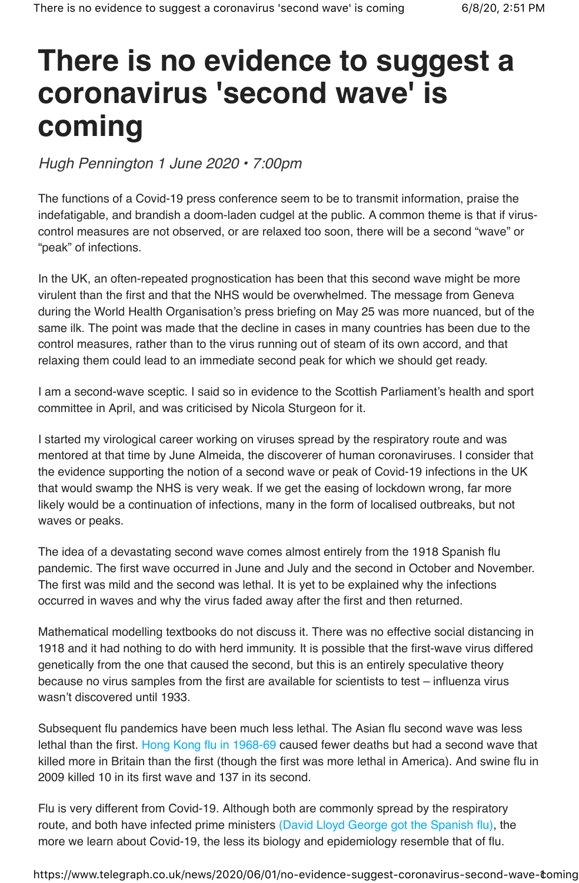# There is no evidence to suggest a coronavirus 'second wave' is coming

*Hugh Pennington 1 June 2020 • 7:00pm*

The functions of a Covid-19 press conference seem to be to transmit information, praise the indefatigable, and brandish a doom-laden cudgel at the public. A common theme is that if virus-control measures are not observed, or are relaxed too soon, there will be a second "wave" or "peak" of infections.

In the UK, an often-repeated prognostication has been that this second wave might be more virulent than the first and that the NHS would be overwhelmed. The message from Geneva during the World Health Organisation's press briefing on May 25 was more nuanced, but of the same ilk. The point was made that the decline in cases in many countries has been due to the control measures, rather than to the virus running out of steam of its own accord, and that relaxing them could lead to an immediate second peak for which we should get ready.

I am a second-wave sceptic. I said so in evidence to the Scottish Parliament's health and sport committee in April, and was criticised by Nicola Sturgeon for it.

I started my virological career working on viruses spread by the respiratory route and was mentored at that time by June Almeida, the discoverer of human coronaviruses. I consider that the evidence supporting the notion of a second wave or peak of Covid-19 infections in the UK that would swamp the NHS is very weak. If we get the easing of lockdown wrong, far more likely would be a continuation of infections, many in the form of localised outbreaks, but not waves or peaks.

The idea of a devastating second wave comes almost entirely from the 1918 Spanish flu pandemic. The first wave occurred in June and July and the second in October and November. The first was mild and the second was lethal. It is yet to be explained why the infections occurred in waves and why the virus faded away after the first and then returned.

Mathematical modelling textbooks do not discuss it. There was no effective social distancing in 1918 and it had nothing to do with herd immunity. It is possible that the first-wave virus differed genetically from the one that caused the second, but this is an entirely speculative theory because no virus samples from the first are available for scientists to test – influenza virus wasn't discovered until 1933.

Subsequent flu pandemics have been much less lethal. The Asian flu second wave was less lethal than the first. Hong Kong flu in 1968-69 caused fewer deaths but had a second wave that killed more in Britain than the first (though the first was more lethal in America). And swine flu in 2009 killed 10 in its first wave and 137 in its second.

Flu is very different from Covid-19. Although both are commonly spread by the respiratory route, and both have infected prime ministers (David Lloyd George got the Spanish flu), the more we learn about Covid-19, the less its biology and epidemiology resemble that of flu.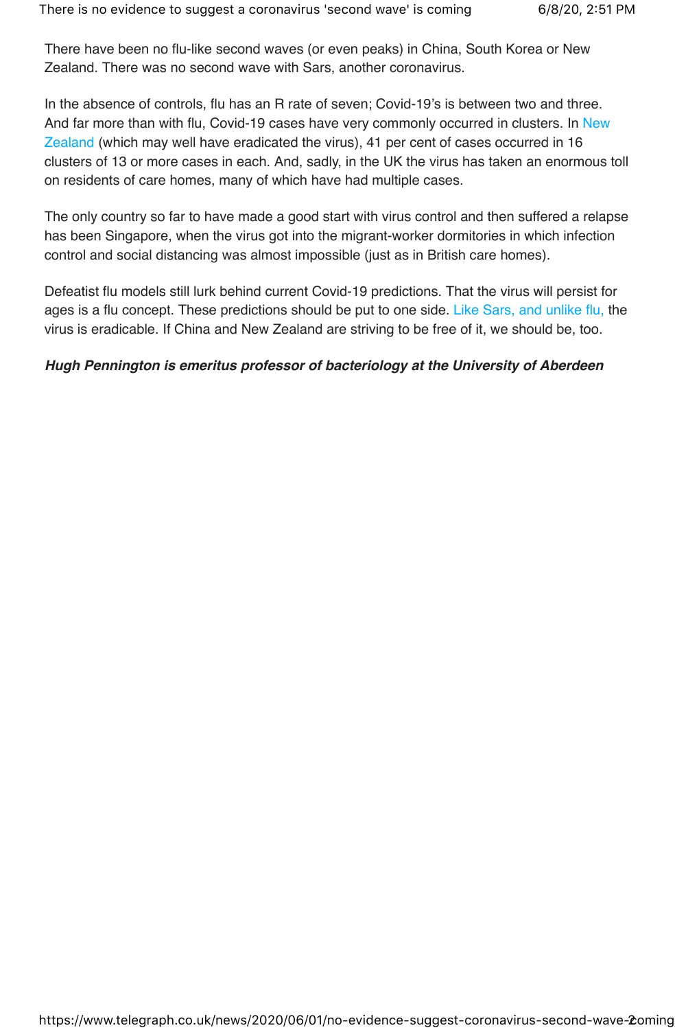There have been no flu-like second waves (or even peaks) in China, South Korea or New Zealand. There was no second wave with Sars, another coronavirus.

In the absence of controls, flu has an R rate of seven; Covid-19's is between two and three. And far more than with flu, Covid-19 cases have very commonly occurred in clusters. In New Zealand (which may well have eradicated the virus), 41 per cent of cases occurred in 16 clusters of 13 or more cases in each. And, sadly, in the UK the virus has taken an enormous toll on residents of care homes, many of which have had multiple cases.

The only country so far to have made a good start with virus control and then suffered a relapse has been Singapore, when the virus got into the migrant-worker dormitories in which infection control and social distancing was almost impossible (just as in British care homes).

Defeatist flu models still lurk behind current Covid-19 predictions. That the virus will persist for ages is a flu concept. These predictions should be put to one side. Like Sars, and unlike flu, the virus is eradicable. If China and New Zealand are striving to be free of it, we should be, too.

***Hugh Pennington is emeritus professor of bacteriology at the University of Aberdeen***